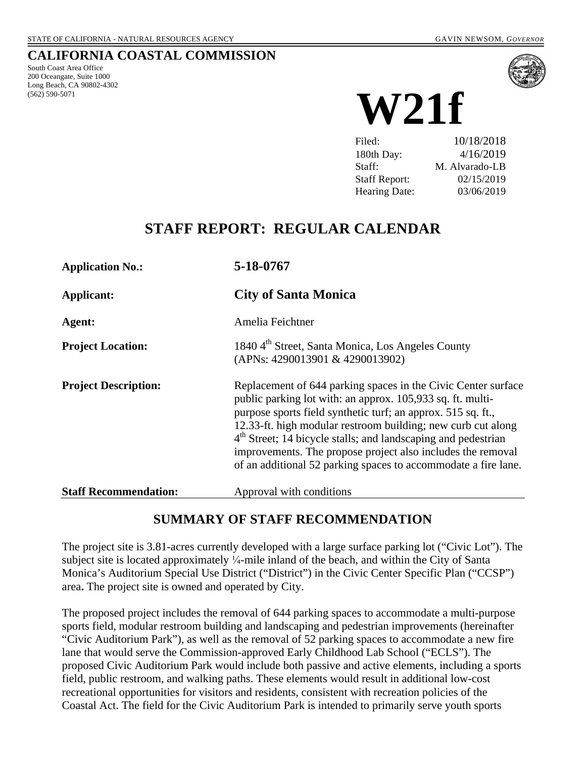STATE OF CALIFORNIA - NATURAL RESOURCES AGENCY GAVIN NEWSOM, *GOVERNOR*

# CALIFORNIA COASTAL COMMISSION

South Coast Area Office
200 Oceangate, Suite 1000
Long Beach, CA 90802-4302
(562) 590-5071

# W21f

| | |
|---|---|
| Filed: | 10/18/2018 |
| 180th Day: | 4/16/2019 |
| Staff: | M. Alvarado-LB |
| Staff Report: | 02/15/2019 |
| Hearing Date: | 03/06/2019 |

## STAFF REPORT: REGULAR CALENDAR

| | |
|---|---|
| **Application No.:** | **5-18-0767** |
| **Applicant:** | **City of Santa Monica** |
| **Agent:** | Amelia Feichtner |
| **Project Location:** | 1840 4th Street, Santa Monica, Los Angeles County (APNs: 4290013901 & 4290013902) |
| **Project Description:** | Replacement of 644 parking spaces in the Civic Center surface public parking lot with: an approx. 105,933 sq. ft. multi-purpose sports field synthetic turf; an approx. 515 sq. ft., 12.33-ft. high modular restroom building; new curb cut along 4th Street; 14 bicycle stalls; and landscaping and pedestrian improvements. The propose project also includes the removal of an additional 52 parking spaces to accommodate a fire lane. |
| **Staff Recommendation:** | Approval with conditions |

## SUMMARY OF STAFF RECOMMENDATION

The project site is 3.81-acres currently developed with a large surface parking lot ("Civic Lot"). The subject site is located approximately ¼-mile inland of the beach, and within the City of Santa Monica's Auditorium Special Use District ("District") in the Civic Center Specific Plan ("CCSP") area**.** The project site is owned and operated by City.

The proposed project includes the removal of 644 parking spaces to accommodate a multi-purpose sports field, modular restroom building and landscaping and pedestrian improvements (hereinafter "Civic Auditorium Park"), as well as the removal of 52 parking spaces to accommodate a new fire lane that would serve the Commission-approved Early Childhood Lab School ("ECLS"). The proposed Civic Auditorium Park would include both passive and active elements, including a sports field, public restroom, and walking paths. These elements would result in additional low-cost recreational opportunities for visitors and residents, consistent with recreation policies of the Coastal Act. The field for the Civic Auditorium Park is intended to primarily serve youth sports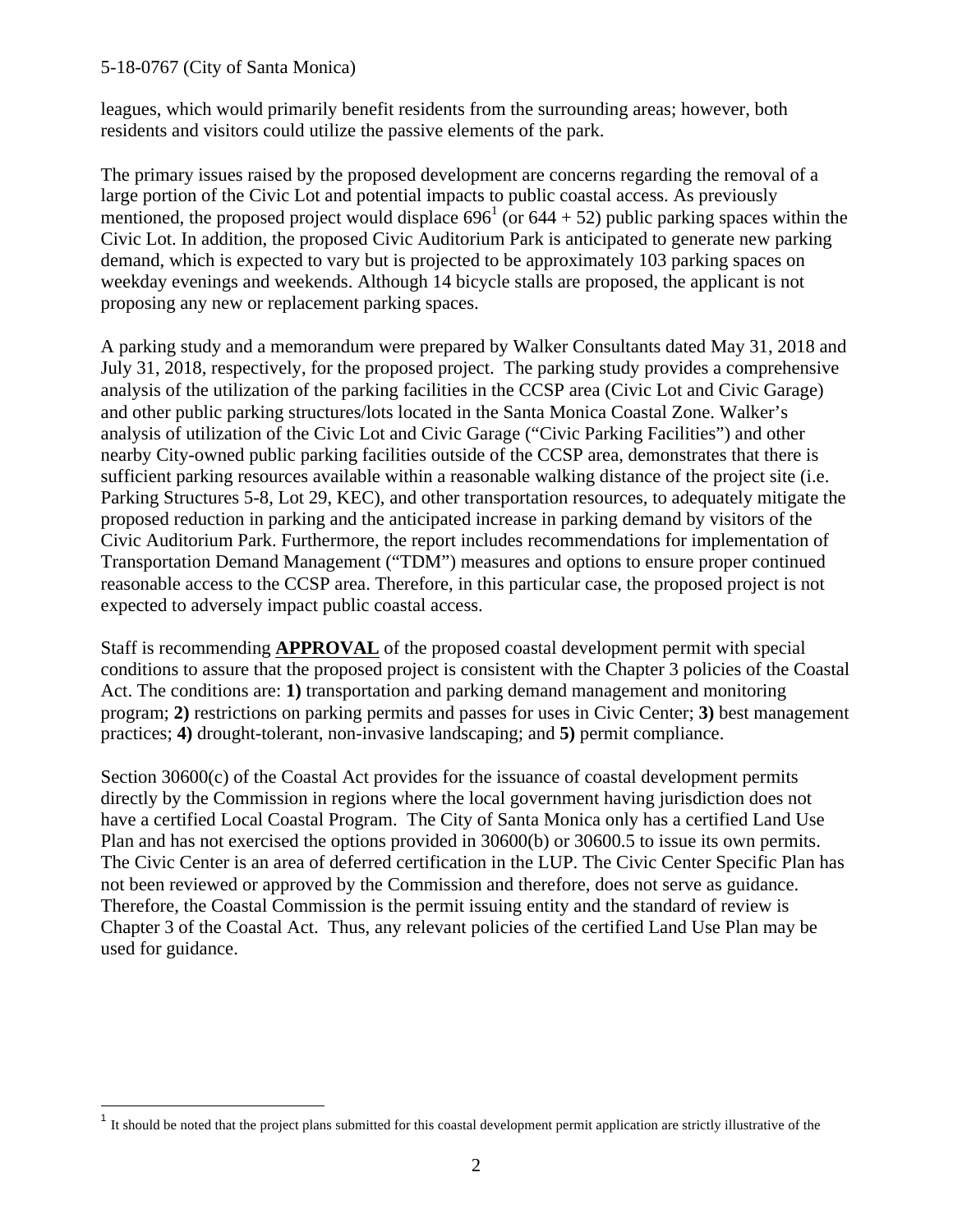leagues, which would primarily benefit residents from the surrounding areas; however, both residents and visitors could utilize the passive elements of the park.

The primary issues raised by the proposed development are concerns regarding the removal of a large portion of the Civic Lot and potential impacts to public coastal access. As previously mentioned, the proposed project would displace 696[1] (or 644 + 52) public parking spaces within the Civic Lot. In addition, the proposed Civic Auditorium Park is anticipated to generate new parking demand, which is expected to vary but is projected to be approximately 103 parking spaces on weekday evenings and weekends. Although 14 bicycle stalls are proposed, the applicant is not proposing any new or replacement parking spaces.

A parking study and a memorandum were prepared by Walker Consultants dated May 31, 2018 and July 31, 2018, respectively, for the proposed project. The parking study provides a comprehensive analysis of the utilization of the parking facilities in the CCSP area (Civic Lot and Civic Garage) and other public parking structures/lots located in the Santa Monica Coastal Zone. Walker's analysis of utilization of the Civic Lot and Civic Garage ("Civic Parking Facilities") and other nearby City-owned public parking facilities outside of the CCSP area, demonstrates that there is sufficient parking resources available within a reasonable walking distance of the project site (i.e. Parking Structures 5-8, Lot 29, KEC), and other transportation resources, to adequately mitigate the proposed reduction in parking and the anticipated increase in parking demand by visitors of the Civic Auditorium Park. Furthermore, the report includes recommendations for implementation of Transportation Demand Management ("TDM") measures and options to ensure proper continued reasonable access to the CCSP area. Therefore, in this particular case, the proposed project is not expected to adversely impact public coastal access.

Staff is recommending **APPROVAL** of the proposed coastal development permit with special conditions to assure that the proposed project is consistent with the Chapter 3 policies of the Coastal Act. The conditions are: **1)** transportation and parking demand management and monitoring program; **2)** restrictions on parking permits and passes for uses in Civic Center; **3)** best management practices; **4)** drought-tolerant, non-invasive landscaping; and **5)** permit compliance.

Section 30600(c) of the Coastal Act provides for the issuance of coastal development permits directly by the Commission in regions where the local government having jurisdiction does not have a certified Local Coastal Program. The City of Santa Monica only has a certified Land Use Plan and has not exercised the options provided in 30600(b) or 30600.5 to issue its own permits. The Civic Center is an area of deferred certification in the LUP. The Civic Center Specific Plan has not been reviewed or approved by the Commission and therefore, does not serve as guidance. Therefore, the Coastal Commission is the permit issuing entity and the standard of review is Chapter 3 of the Coastal Act. Thus, any relevant policies of the certified Land Use Plan may be used for guidance.

---

[1] It should be noted that the project plans submitted for this coastal development permit application are strictly illustrative of the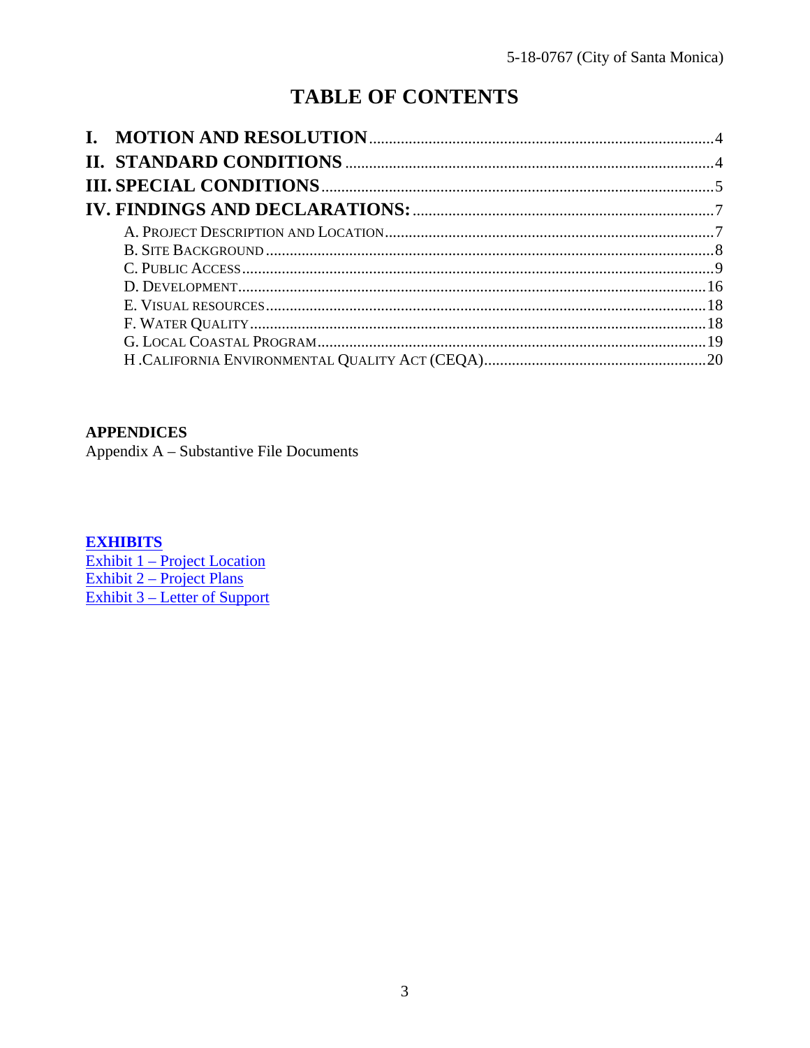# TABLE OF CONTENTS

**I. MOTION AND RESOLUTION** .......... 4
**II. STANDARD CONDITIONS** .......... 4
**III. SPECIAL CONDITIONS** .......... 5
**IV. FINDINGS AND DECLARATIONS:** .......... 7

- A. Project Description and Location .......... 7
- B. Site Background .......... 8
- C. Public Access .......... 9
- D. Development .......... 16
- E. Visual resources .......... 18
- F. Water Quality .......... 18
- G. Local Coastal Program .......... 19
- H .California Environmental Quality Act (CEQA) .......... 20

**APPENDICES**
Appendix A – Substantive File Documents

**EXHIBITS**
Exhibit 1 – Project Location
Exhibit 2 – Project Plans
Exhibit 3 – Letter of Support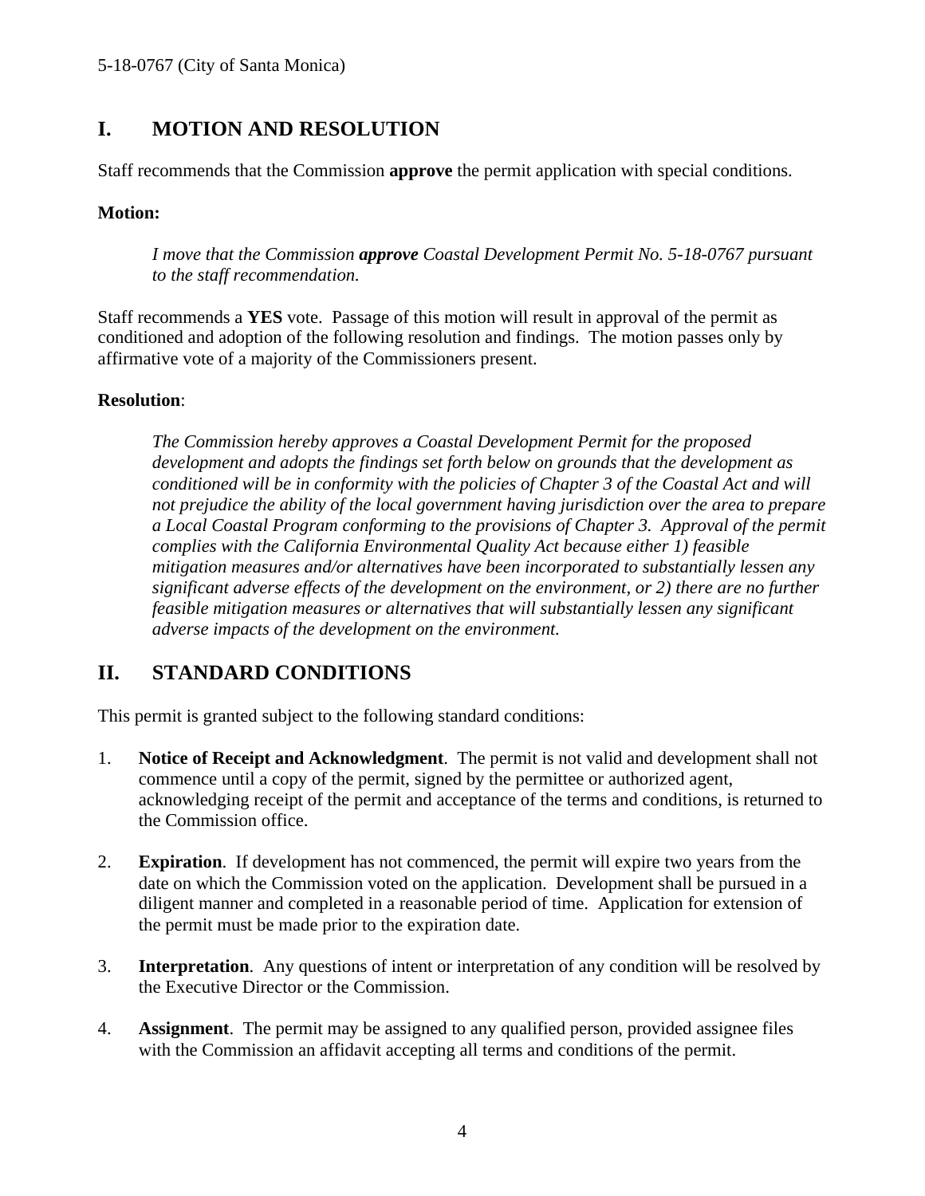## I. MOTION AND RESOLUTION

Staff recommends that the Commission **approve** the permit application with special conditions.

**Motion:**

> *I move that the Commission **approve** Coastal Development Permit No. 5-18-0767 pursuant to the staff recommendation.*

Staff recommends a **YES** vote. Passage of this motion will result in approval of the permit as conditioned and adoption of the following resolution and findings. The motion passes only by affirmative vote of a majority of the Commissioners present.

**Resolution**:

> *The Commission hereby approves a Coastal Development Permit for the proposed development and adopts the findings set forth below on grounds that the development as conditioned will be in conformity with the policies of Chapter 3 of the Coastal Act and will not prejudice the ability of the local government having jurisdiction over the area to prepare a Local Coastal Program conforming to the provisions of Chapter 3. Approval of the permit complies with the California Environmental Quality Act because either 1) feasible mitigation measures and/or alternatives have been incorporated to substantially lessen any significant adverse effects of the development on the environment, or 2) there are no further feasible mitigation measures or alternatives that will substantially lessen any significant adverse impacts of the development on the environment.*

## II. STANDARD CONDITIONS

This permit is granted subject to the following standard conditions:

1. **Notice of Receipt and Acknowledgment**. The permit is not valid and development shall not commence until a copy of the permit, signed by the permittee or authorized agent, acknowledging receipt of the permit and acceptance of the terms and conditions, is returned to the Commission office.

2. **Expiration**. If development has not commenced, the permit will expire two years from the date on which the Commission voted on the application. Development shall be pursued in a diligent manner and completed in a reasonable period of time. Application for extension of the permit must be made prior to the expiration date.

3. **Interpretation**. Any questions of intent or interpretation of any condition will be resolved by the Executive Director or the Commission.

4. **Assignment**. The permit may be assigned to any qualified person, provided assignee files with the Commission an affidavit accepting all terms and conditions of the permit.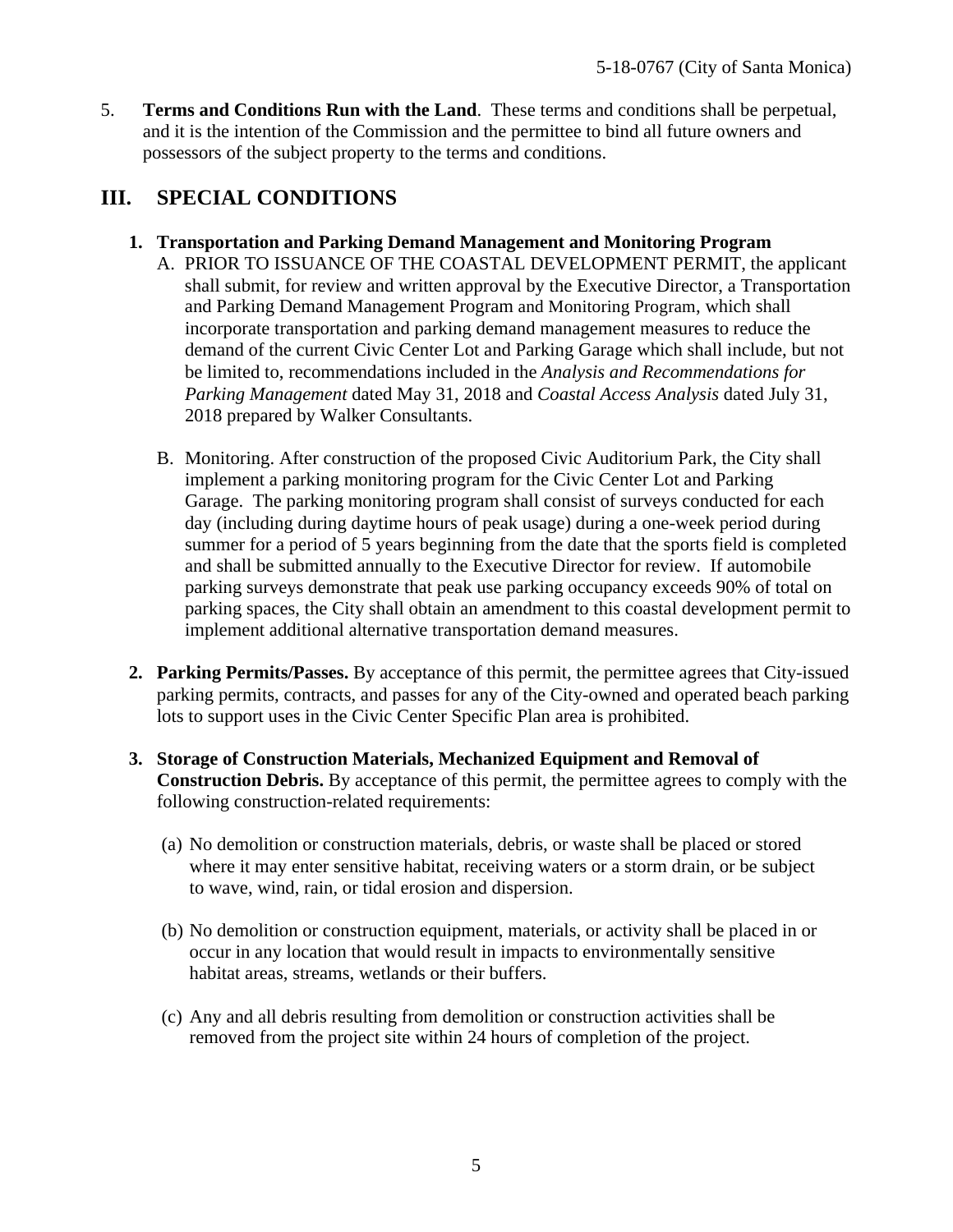5. **Terms and Conditions Run with the Land**. These terms and conditions shall be perpetual, and it is the intention of the Commission and the permittee to bind all future owners and possessors of the subject property to the terms and conditions.

## III. SPECIAL CONDITIONS

1. **Transportation and Parking Demand Management and Monitoring Program**
   A. PRIOR TO ISSUANCE OF THE COASTAL DEVELOPMENT PERMIT, the applicant shall submit, for review and written approval by the Executive Director, a Transportation and Parking Demand Management Program and Monitoring Program, which shall incorporate transportation and parking demand management measures to reduce the demand of the current Civic Center Lot and Parking Garage which shall include, but not be limited to, recommendations included in the *Analysis and Recommendations for Parking Management* dated May 31, 2018 and *Coastal Access Analysis* dated July 31, 2018 prepared by Walker Consultants.

   B. Monitoring. After construction of the proposed Civic Auditorium Park, the City shall implement a parking monitoring program for the Civic Center Lot and Parking Garage. The parking monitoring program shall consist of surveys conducted for each day (including during daytime hours of peak usage) during a one-week period during summer for a period of 5 years beginning from the date that the sports field is completed and shall be submitted annually to the Executive Director for review. If automobile parking surveys demonstrate that peak use parking occupancy exceeds 90% of total on parking spaces, the City shall obtain an amendment to this coastal development permit to implement additional alternative transportation demand measures.

2. **Parking Permits/Passes.** By acceptance of this permit, the permittee agrees that City-issued parking permits, contracts, and passes for any of the City-owned and operated beach parking lots to support uses in the Civic Center Specific Plan area is prohibited.

3. **Storage of Construction Materials, Mechanized Equipment and Removal of Construction Debris.** By acceptance of this permit, the permittee agrees to comply with the following construction-related requirements:

   (a) No demolition or construction materials, debris, or waste shall be placed or stored where it may enter sensitive habitat, receiving waters or a storm drain, or be subject to wave, wind, rain, or tidal erosion and dispersion.

   (b) No demolition or construction equipment, materials, or activity shall be placed in or occur in any location that would result in impacts to environmentally sensitive habitat areas, streams, wetlands or their buffers.

   (c) Any and all debris resulting from demolition or construction activities shall be removed from the project site within 24 hours of completion of the project.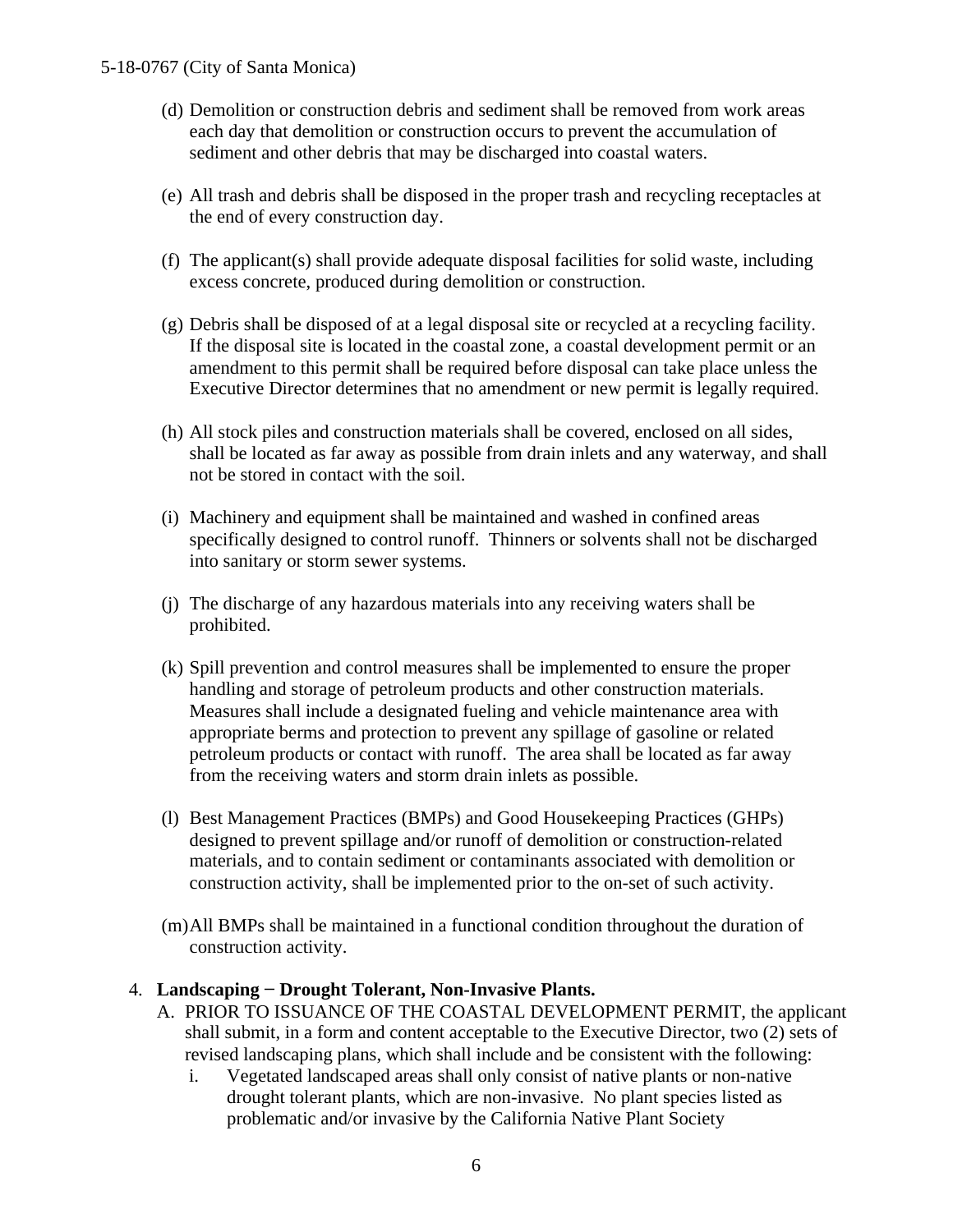(d) Demolition or construction debris and sediment shall be removed from work areas each day that demolition or construction occurs to prevent the accumulation of sediment and other debris that may be discharged into coastal waters.

(e) All trash and debris shall be disposed in the proper trash and recycling receptacles at the end of every construction day.

(f) The applicant(s) shall provide adequate disposal facilities for solid waste, including excess concrete, produced during demolition or construction.

(g) Debris shall be disposed of at a legal disposal site or recycled at a recycling facility. If the disposal site is located in the coastal zone, a coastal development permit or an amendment to this permit shall be required before disposal can take place unless the Executive Director determines that no amendment or new permit is legally required.

(h) All stock piles and construction materials shall be covered, enclosed on all sides, shall be located as far away as possible from drain inlets and any waterway, and shall not be stored in contact with the soil.

(i) Machinery and equipment shall be maintained and washed in confined areas specifically designed to control runoff. Thinners or solvents shall not be discharged into sanitary or storm sewer systems.

(j) The discharge of any hazardous materials into any receiving waters shall be prohibited.

(k) Spill prevention and control measures shall be implemented to ensure the proper handling and storage of petroleum products and other construction materials. Measures shall include a designated fueling and vehicle maintenance area with appropriate berms and protection to prevent any spillage of gasoline or related petroleum products or contact with runoff. The area shall be located as far away from the receiving waters and storm drain inlets as possible.

(l) Best Management Practices (BMPs) and Good Housekeeping Practices (GHPs) designed to prevent spillage and/or runoff of demolition or construction-related materials, and to contain sediment or contaminants associated with demolition or construction activity, shall be implemented prior to the on-set of such activity.

(m) All BMPs shall be maintained in a functional condition throughout the duration of construction activity.

4. **Landscaping − Drought Tolerant, Non-Invasive Plants.**

   A. PRIOR TO ISSUANCE OF THE COASTAL DEVELOPMENT PERMIT, the applicant shall submit, in a form and content acceptable to the Executive Director, two (2) sets of revised landscaping plans, which shall include and be consistent with the following:

      i. Vegetated landscaped areas shall only consist of native plants or non-native drought tolerant plants, which are non-invasive. No plant species listed as problematic and/or invasive by the California Native Plant Society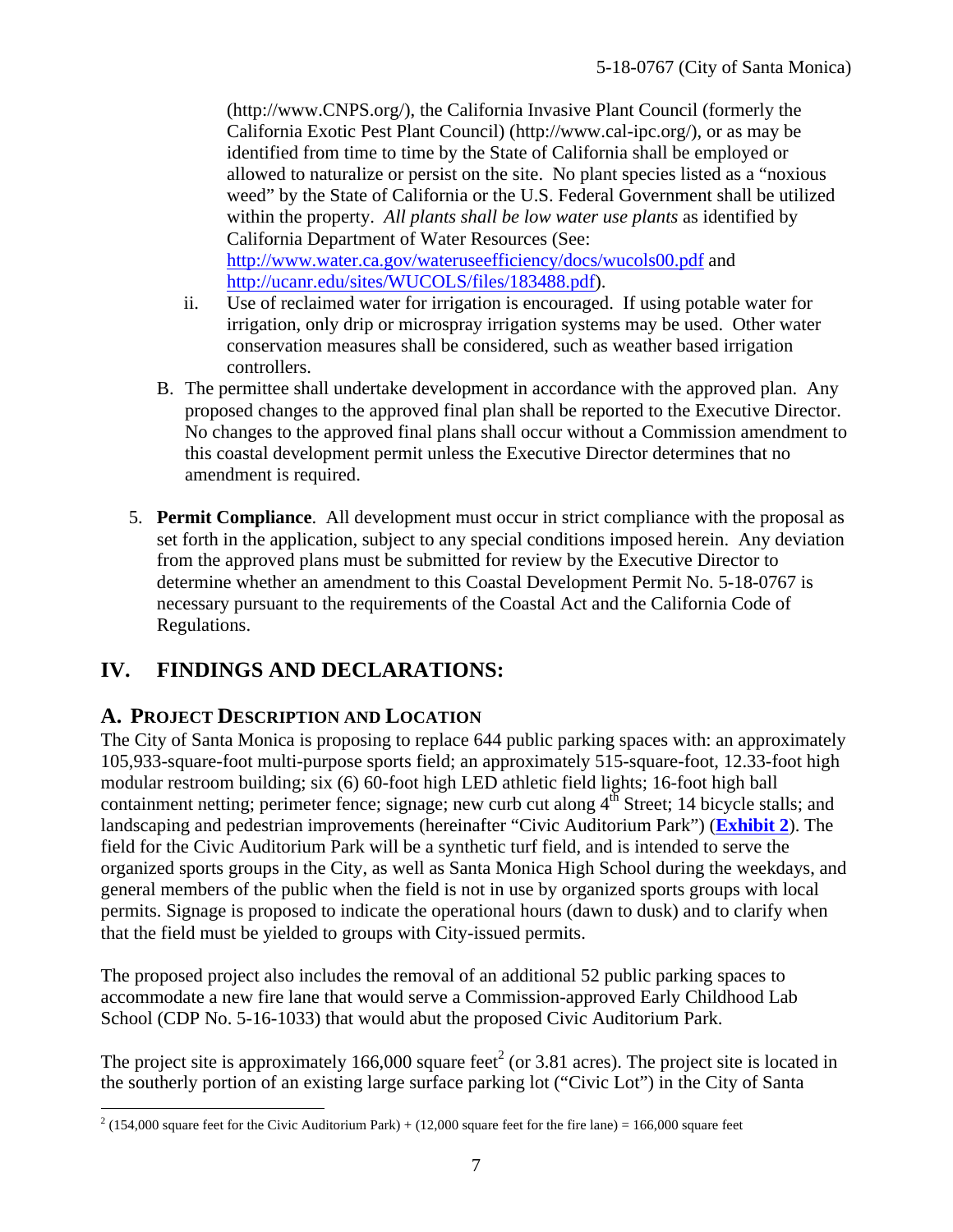(http://www.CNPS.org/), the California Invasive Plant Council (formerly the California Exotic Pest Plant Council) (http://www.cal-ipc.org/), or as may be identified from time to time by the State of California shall be employed or allowed to naturalize or persist on the site. No plant species listed as a "noxious weed" by the State of California or the U.S. Federal Government shall be utilized within the property. *All plants shall be low water use plants* as identified by California Department of Water Resources (See: http://www.water.ca.gov/wateruseefficiency/docs/wucols00.pdf and http://ucanr.edu/sites/WUCOLS/files/183488.pdf).

ii. Use of reclaimed water for irrigation is encouraged. If using potable water for irrigation, only drip or microspray irrigation systems may be used. Other water conservation measures shall be considered, such as weather based irrigation controllers.

B. The permittee shall undertake development in accordance with the approved plan. Any proposed changes to the approved final plan shall be reported to the Executive Director. No changes to the approved final plans shall occur without a Commission amendment to this coastal development permit unless the Executive Director determines that no amendment is required.

5. **Permit Compliance**. All development must occur in strict compliance with the proposal as set forth in the application, subject to any special conditions imposed herein. Any deviation from the approved plans must be submitted for review by the Executive Director to determine whether an amendment to this Coastal Development Permit No. 5-18-0767 is necessary pursuant to the requirements of the Coastal Act and the California Code of Regulations.

# IV. FINDINGS AND DECLARATIONS:

## A. PROJECT DESCRIPTION AND LOCATION

The City of Santa Monica is proposing to replace 644 public parking spaces with: an approximately 105,933-square-foot multi-purpose sports field; an approximately 515-square-foot, 12.33-foot high modular restroom building; six (6) 60-foot high LED athletic field lights; 16-foot high ball containment netting; perimeter fence; signage; new curb cut along 4th Street; 14 bicycle stalls; and landscaping and pedestrian improvements (hereinafter "Civic Auditorium Park") (**Exhibit 2**). The field for the Civic Auditorium Park will be a synthetic turf field, and is intended to serve the organized sports groups in the City, as well as Santa Monica High School during the weekdays, and general members of the public when the field is not in use by organized sports groups with local permits. Signage is proposed to indicate the operational hours (dawn to dusk) and to clarify when that the field must be yielded to groups with City-issued permits.

The proposed project also includes the removal of an additional 52 public parking spaces to accommodate a new fire lane that would serve a Commission-approved Early Childhood Lab School (CDP No. 5-16-1033) that would abut the proposed Civic Auditorium Park.

The project site is approximately 166,000 square feet[2] (or 3.81 acres). The project site is located in the southerly portion of an existing large surface parking lot ("Civic Lot") in the City of Santa

[2] (154,000 square feet for the Civic Auditorium Park) + (12,000 square feet for the fire lane) = 166,000 square feet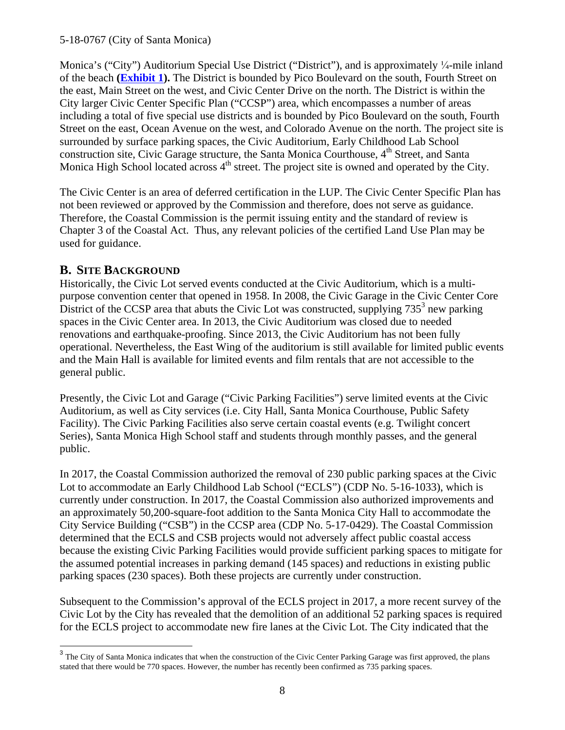Monica's ("City") Auditorium Special Use District ("District"), and is approximately ¼-mile inland of the beach **(Exhibit 1).** The District is bounded by Pico Boulevard on the south, Fourth Street on the east, Main Street on the west, and Civic Center Drive on the north. The District is within the City larger Civic Center Specific Plan ("CCSP") area, which encompasses a number of areas including a total of five special use districts and is bounded by Pico Boulevard on the south, Fourth Street on the east, Ocean Avenue on the west, and Colorado Avenue on the north. The project site is surrounded by surface parking spaces, the Civic Auditorium, Early Childhood Lab School construction site, Civic Garage structure, the Santa Monica Courthouse, 4th Street, and Santa Monica High School located across 4th street. The project site is owned and operated by the City.

The Civic Center is an area of deferred certification in the LUP. The Civic Center Specific Plan has not been reviewed or approved by the Commission and therefore, does not serve as guidance. Therefore, the Coastal Commission is the permit issuing entity and the standard of review is Chapter 3 of the Coastal Act. Thus, any relevant policies of the certified Land Use Plan may be used for guidance.

## B. Site Background

Historically, the Civic Lot served events conducted at the Civic Auditorium, which is a multi-purpose convention center that opened in 1958. In 2008, the Civic Garage in the Civic Center Core District of the CCSP area that abuts the Civic Lot was constructed, supplying 735[3] new parking spaces in the Civic Center area. In 2013, the Civic Auditorium was closed due to needed renovations and earthquake-proofing. Since 2013, the Civic Auditorium has not been fully operational. Nevertheless, the East Wing of the auditorium is still available for limited public events and the Main Hall is available for limited events and film rentals that are not accessible to the general public.

Presently, the Civic Lot and Garage ("Civic Parking Facilities") serve limited events at the Civic Auditorium, as well as City services (i.e. City Hall, Santa Monica Courthouse, Public Safety Facility). The Civic Parking Facilities also serve certain coastal events (e.g. Twilight concert Series), Santa Monica High School staff and students through monthly passes, and the general public.

In 2017, the Coastal Commission authorized the removal of 230 public parking spaces at the Civic Lot to accommodate an Early Childhood Lab School ("ECLS") (CDP No. 5-16-1033), which is currently under construction. In 2017, the Coastal Commission also authorized improvements and an approximately 50,200-square-foot addition to the Santa Monica City Hall to accommodate the City Service Building ("CSB") in the CCSP area (CDP No. 5-17-0429). The Coastal Commission determined that the ECLS and CSB projects would not adversely affect public coastal access because the existing Civic Parking Facilities would provide sufficient parking spaces to mitigate for the assumed potential increases in parking demand (145 spaces) and reductions in existing public parking spaces (230 spaces). Both these projects are currently under construction.

Subsequent to the Commission's approval of the ECLS project in 2017, a more recent survey of the Civic Lot by the City has revealed that the demolition of an additional 52 parking spaces is required for the ECLS project to accommodate new fire lanes at the Civic Lot. The City indicated that the

---

[3] The City of Santa Monica indicates that when the construction of the Civic Center Parking Garage was first approved, the plans stated that there would be 770 spaces. However, the number has recently been confirmed as 735 parking spaces.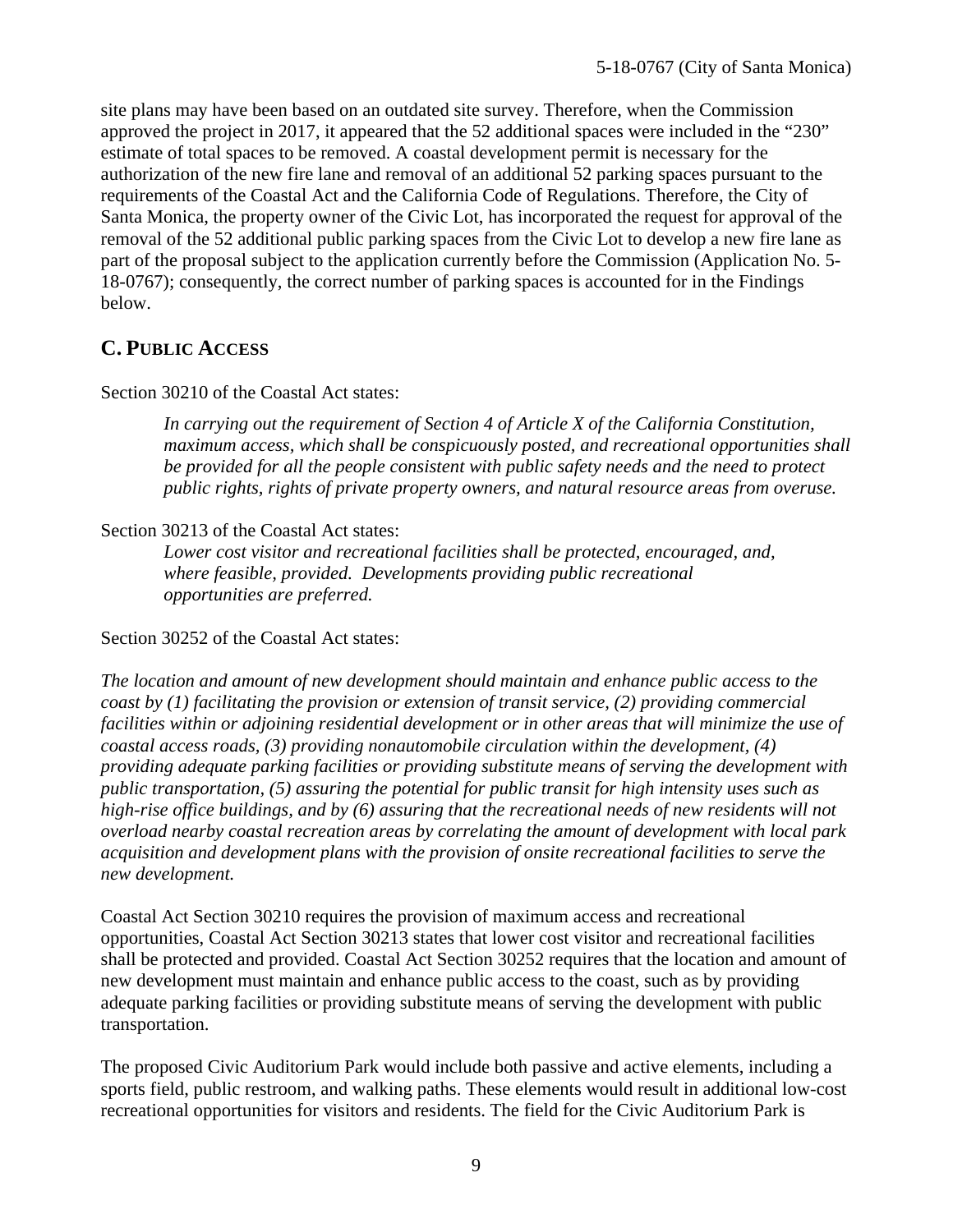site plans may have been based on an outdated site survey. Therefore, when the Commission approved the project in 2017, it appeared that the 52 additional spaces were included in the "230" estimate of total spaces to be removed. A coastal development permit is necessary for the authorization of the new fire lane and removal of an additional 52 parking spaces pursuant to the requirements of the Coastal Act and the California Code of Regulations. Therefore, the City of Santa Monica, the property owner of the Civic Lot, has incorporated the request for approval of the removal of the 52 additional public parking spaces from the Civic Lot to develop a new fire lane as part of the proposal subject to the application currently before the Commission (Application No. 5-18-0767); consequently, the correct number of parking spaces is accounted for in the Findings below.

## C. PUBLIC ACCESS

Section 30210 of the Coastal Act states:

> *In carrying out the requirement of Section 4 of Article X of the California Constitution, maximum access, which shall be conspicuously posted, and recreational opportunities shall be provided for all the people consistent with public safety needs and the need to protect public rights, rights of private property owners, and natural resource areas from overuse.*

Section 30213 of the Coastal Act states:

> *Lower cost visitor and recreational facilities shall be protected, encouraged, and, where feasible, provided. Developments providing public recreational opportunities are preferred.*

Section 30252 of the Coastal Act states:

*The location and amount of new development should maintain and enhance public access to the coast by (1) facilitating the provision or extension of transit service, (2) providing commercial facilities within or adjoining residential development or in other areas that will minimize the use of coastal access roads, (3) providing nonautomobile circulation within the development, (4) providing adequate parking facilities or providing substitute means of serving the development with public transportation, (5) assuring the potential for public transit for high intensity uses such as high-rise office buildings, and by (6) assuring that the recreational needs of new residents will not overload nearby coastal recreation areas by correlating the amount of development with local park acquisition and development plans with the provision of onsite recreational facilities to serve the new development.*

Coastal Act Section 30210 requires the provision of maximum access and recreational opportunities, Coastal Act Section 30213 states that lower cost visitor and recreational facilities shall be protected and provided. Coastal Act Section 30252 requires that the location and amount of new development must maintain and enhance public access to the coast, such as by providing adequate parking facilities or providing substitute means of serving the development with public transportation.

The proposed Civic Auditorium Park would include both passive and active elements, including a sports field, public restroom, and walking paths. These elements would result in additional low-cost recreational opportunities for visitors and residents. The field for the Civic Auditorium Park is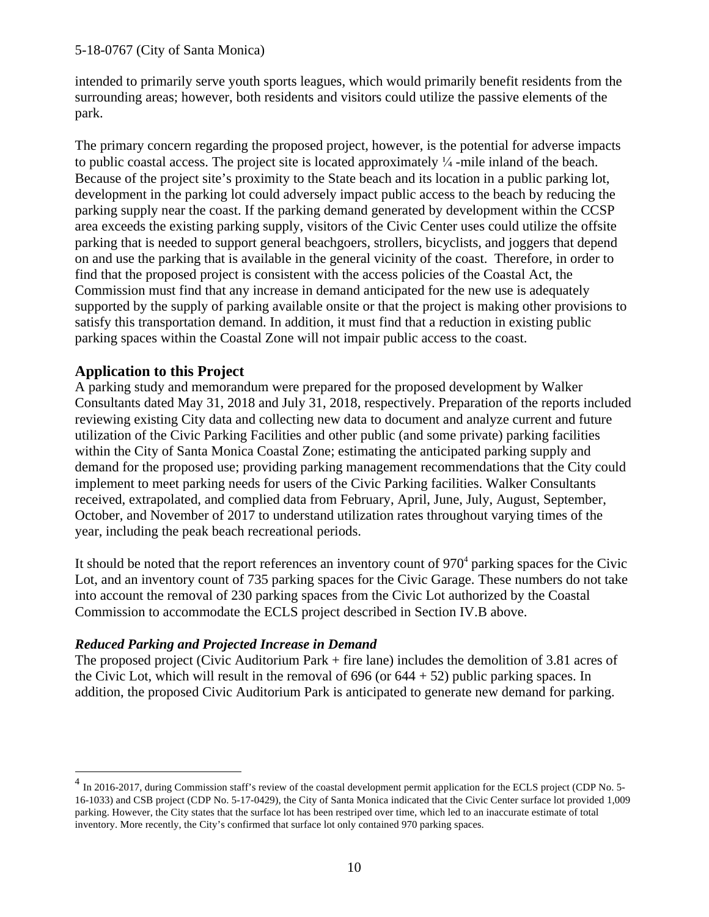intended to primarily serve youth sports leagues, which would primarily benefit residents from the surrounding areas; however, both residents and visitors could utilize the passive elements of the park.

The primary concern regarding the proposed project, however, is the potential for adverse impacts to public coastal access. The project site is located approximately ¼ -mile inland of the beach. Because of the project site's proximity to the State beach and its location in a public parking lot, development in the parking lot could adversely impact public access to the beach by reducing the parking supply near the coast. If the parking demand generated by development within the CCSP area exceeds the existing parking supply, visitors of the Civic Center uses could utilize the offsite parking that is needed to support general beachgoers, strollers, bicyclists, and joggers that depend on and use the parking that is available in the general vicinity of the coast. Therefore, in order to find that the proposed project is consistent with the access policies of the Coastal Act, the Commission must find that any increase in demand anticipated for the new use is adequately supported by the supply of parking available onsite or that the project is making other provisions to satisfy this transportation demand. In addition, it must find that a reduction in existing public parking spaces within the Coastal Zone will not impair public access to the coast.

## Application to this Project

A parking study and memorandum were prepared for the proposed development by Walker Consultants dated May 31, 2018 and July 31, 2018, respectively. Preparation of the reports included reviewing existing City data and collecting new data to document and analyze current and future utilization of the Civic Parking Facilities and other public (and some private) parking facilities within the City of Santa Monica Coastal Zone; estimating the anticipated parking supply and demand for the proposed use; providing parking management recommendations that the City could implement to meet parking needs for users of the Civic Parking facilities. Walker Consultants received, extrapolated, and complied data from February, April, June, July, August, September, October, and November of 2017 to understand utilization rates throughout varying times of the year, including the peak beach recreational periods.

It should be noted that the report references an inventory count of 970[4] parking spaces for the Civic Lot, and an inventory count of 735 parking spaces for the Civic Garage. These numbers do not take into account the removal of 230 parking spaces from the Civic Lot authorized by the Coastal Commission to accommodate the ECLS project described in Section IV.B above.

### *Reduced Parking and Projected Increase in Demand*

The proposed project (Civic Auditorium Park + fire lane) includes the demolition of 3.81 acres of the Civic Lot, which will result in the removal of 696 (or 644 + 52) public parking spaces. In addition, the proposed Civic Auditorium Park is anticipated to generate new demand for parking.

---

[4] In 2016-2017, during Commission staff's review of the coastal development permit application for the ECLS project (CDP No. 5-16-1033) and CSB project (CDP No. 5-17-0429), the City of Santa Monica indicated that the Civic Center surface lot provided 1,009 parking. However, the City states that the surface lot has been restriped over time, which led to an inaccurate estimate of total inventory. More recently, the City's confirmed that surface lot only contained 970 parking spaces.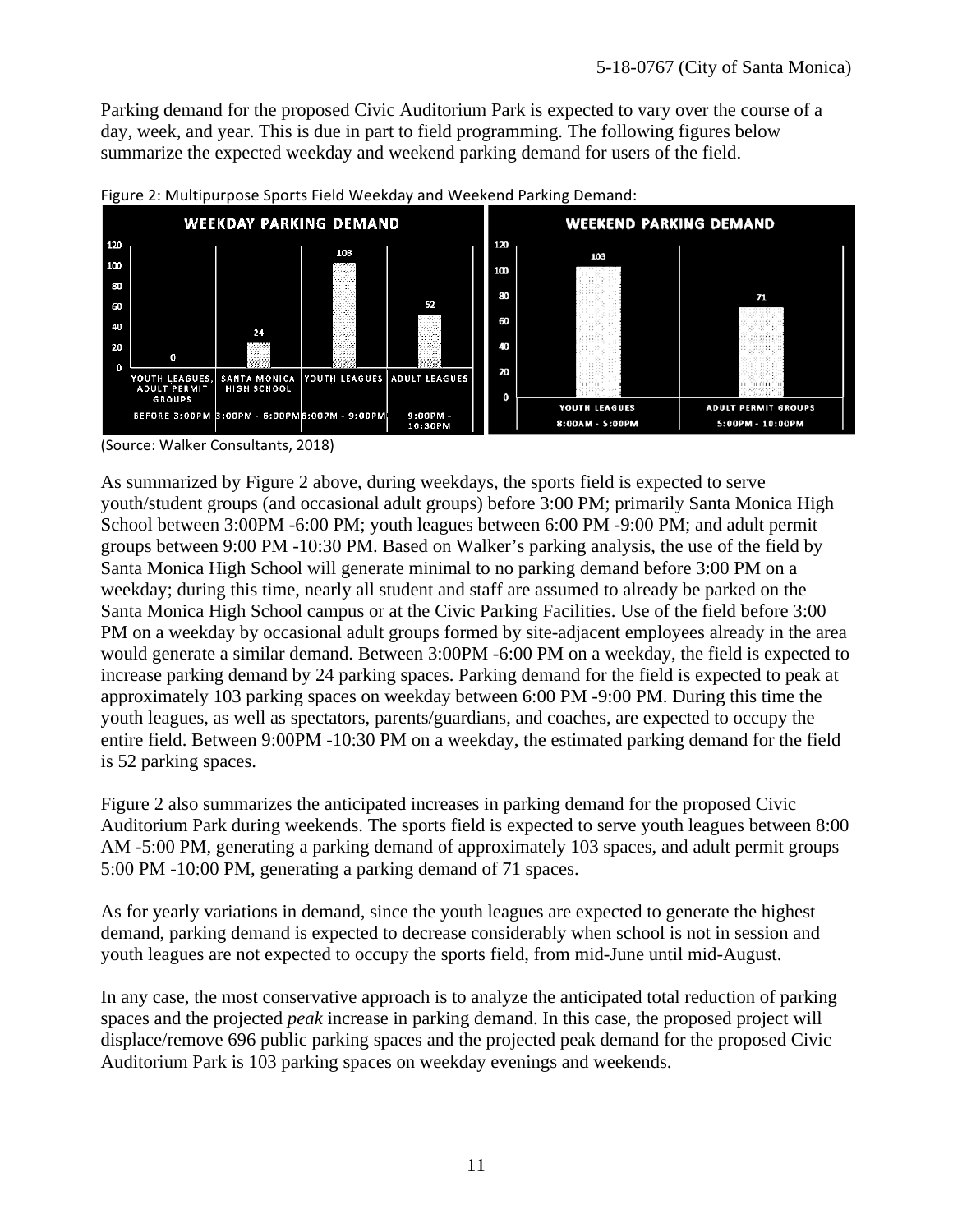Parking demand for the proposed Civic Auditorium Park is expected to vary over the course of a day, week, and year. This is due in part to field programming. The following figures below summarize the expected weekday and weekend parking demand for users of the field.

Figure 2: Multipurpose Sports Field Weekday and Weekend Parking Demand:

**WEEKDAY PARKING DEMAND**

| User Group | Time | Parking Demand |
|---|---|---|
| YOUTH LEAGUES, ADULT PERMIT GROUPS | BEFORE 3:00PM | 0 |
| SANTA MONICA HIGH SCHOOL | 3:00PM - 6:00PM | 24 |
| YOUTH LEAGUES | 6:00PM - 9:00PM | 103 |
| ADULT LEAGUES | 9:00PM - 10:30PM | 52 |

**WEEKEND PARKING DEMAND**

| User Group | Time | Parking Demand |
|---|---|---|
| YOUTH LEAGUES | 8:00AM - 5:00PM | 103 |
| ADULT PERMIT GROUPS | 5:00PM - 10:00PM | 71 |

(Source: Walker Consultants, 2018)

As summarized by Figure 2 above, during weekdays, the sports field is expected to serve youth/student groups (and occasional adult groups) before 3:00 PM; primarily Santa Monica High School between 3:00PM -6:00 PM; youth leagues between 6:00 PM -9:00 PM; and adult permit groups between 9:00 PM -10:30 PM. Based on Walker's parking analysis, the use of the field by Santa Monica High School will generate minimal to no parking demand before 3:00 PM on a weekday; during this time, nearly all student and staff are assumed to already be parked on the Santa Monica High School campus or at the Civic Parking Facilities. Use of the field before 3:00 PM on a weekday by occasional adult groups formed by site-adjacent employees already in the area would generate a similar demand. Between 3:00PM -6:00 PM on a weekday, the field is expected to increase parking demand by 24 parking spaces. Parking demand for the field is expected to peak at approximately 103 parking spaces on weekday between 6:00 PM -9:00 PM. During this time the youth leagues, as well as spectators, parents/guardians, and coaches, are expected to occupy the entire field. Between 9:00PM -10:30 PM on a weekday, the estimated parking demand for the field is 52 parking spaces.

Figure 2 also summarizes the anticipated increases in parking demand for the proposed Civic Auditorium Park during weekends. The sports field is expected to serve youth leagues between 8:00 AM -5:00 PM, generating a parking demand of approximately 103 spaces, and adult permit groups 5:00 PM -10:00 PM, generating a parking demand of 71 spaces.

As for yearly variations in demand, since the youth leagues are expected to generate the highest demand, parking demand is expected to decrease considerably when school is not in session and youth leagues are not expected to occupy the sports field, from mid-June until mid-August.

In any case, the most conservative approach is to analyze the anticipated total reduction of parking spaces and the projected *peak* increase in parking demand. In this case, the proposed project will displace/remove 696 public parking spaces and the projected peak demand for the proposed Civic Auditorium Park is 103 parking spaces on weekday evenings and weekends.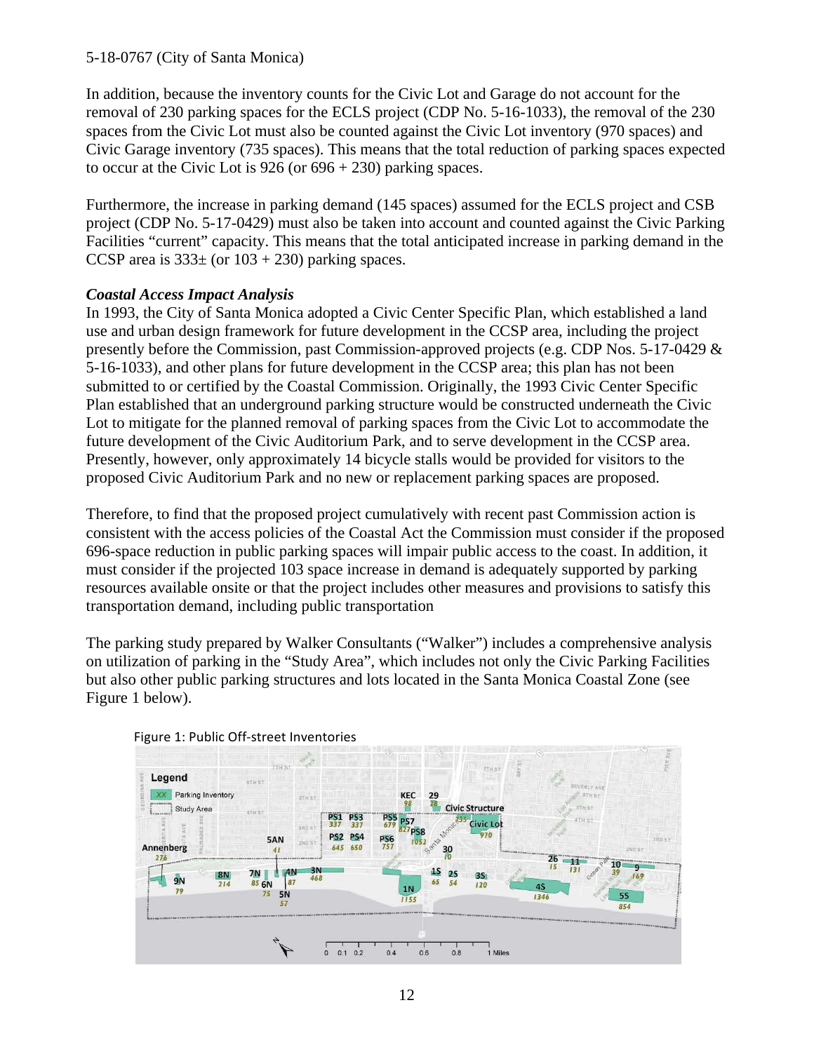In addition, because the inventory counts for the Civic Lot and Garage do not account for the removal of 230 parking spaces for the ECLS project (CDP No. 5-16-1033), the removal of the 230 spaces from the Civic Lot must also be counted against the Civic Lot inventory (970 spaces) and Civic Garage inventory (735 spaces). This means that the total reduction of parking spaces expected to occur at the Civic Lot is 926 (or 696 + 230) parking spaces.

Furthermore, the increase in parking demand (145 spaces) assumed for the ECLS project and CSB project (CDP No. 5-17-0429) must also be taken into account and counted against the Civic Parking Facilities "current" capacity. This means that the total anticipated increase in parking demand in the CCSP area is 333± (or 103 + 230) parking spaces.

***Coastal Access Impact Analysis***

In 1993, the City of Santa Monica adopted a Civic Center Specific Plan, which established a land use and urban design framework for future development in the CCSP area, including the project presently before the Commission, past Commission-approved projects (e.g. CDP Nos. 5-17-0429 & 5-16-1033), and other plans for future development in the CCSP area; this plan has not been submitted to or certified by the Coastal Commission. Originally, the 1993 Civic Center Specific Plan established that an underground parking structure would be constructed underneath the Civic Lot to mitigate for the planned removal of parking spaces from the Civic Lot to accommodate the future development of the Civic Auditorium Park, and to serve development in the CCSP area. Presently, however, only approximately 14 bicycle stalls would be provided for visitors to the proposed Civic Auditorium Park and no new or replacement parking spaces are proposed.

Therefore, to find that the proposed project cumulatively with recent past Commission action is consistent with the access policies of the Coastal Act the Commission must consider if the proposed 696-space reduction in public parking spaces will impair public access to the coast. In addition, it must consider if the projected 103 space increase in demand is adequately supported by parking resources available onsite or that the project includes other measures and provisions to satisfy this transportation demand, including public transportation

The parking study prepared by Walker Consultants ("Walker") includes a comprehensive analysis on utilization of parking in the "Study Area", which includes not only the Civic Parking Facilities but also other public parking structures and lots located in the Santa Monica Coastal Zone (see Figure 1 below).

Figure 1: Public Off-street Inventories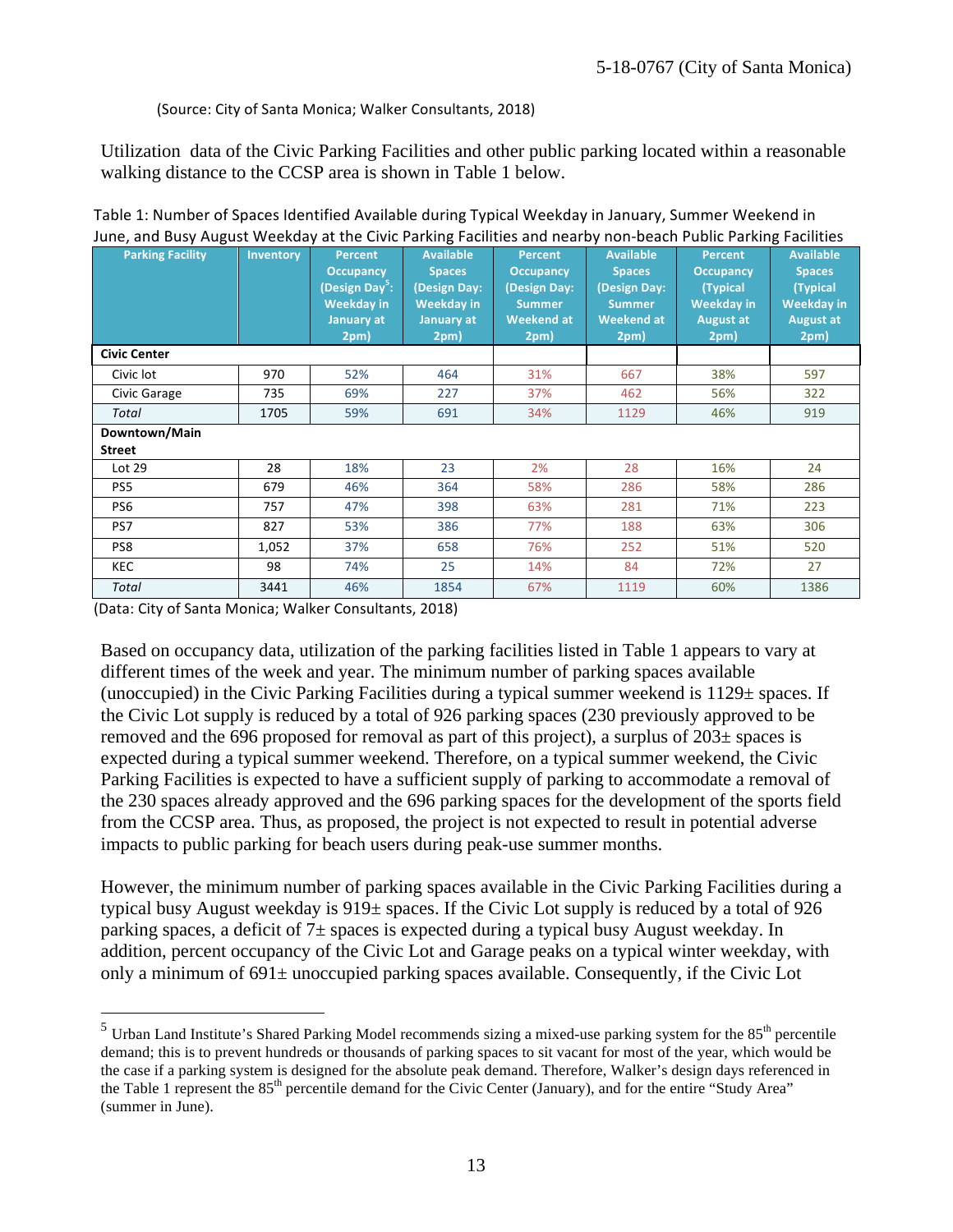(Source: City of Santa Monica; Walker Consultants, 2018)

Utilization data of the Civic Parking Facilities and other public parking located within a reasonable walking distance to the CCSP area is shown in Table 1 below.

Table 1: Number of Spaces Identified Available during Typical Weekday in January, Summer Weekend in June, and Busy August Weekday at the Civic Parking Facilities and nearby non-beach Public Parking Facilities

| Parking Facility | Inventory | Percent Occupancy (Design Day[5]: Weekday in January at 2pm) | Available Spaces (Design Day: Weekday in January at 2pm) | Percent Occupancy (Design Day: Summer Weekend at 2pm) | Available Spaces (Design Day: Summer Weekend at 2pm) | Percent Occupancy (Typical Weekday in August at 2pm) | Available Spaces (Typical Weekday in August at 2pm) |
|---|---|---|---|---|---|---|---|
| **Civic Center** | | | | | | | |
| Civic lot | 970 | 52% | 464 | 31% | 667 | 38% | 597 |
| Civic Garage | 735 | 69% | 227 | 37% | 462 | 56% | 322 |
| *Total* | 1705 | 59% | 691 | 34% | 1129 | 46% | 919 |
| **Downtown/Main Street** | | | | | | | |
| Lot 29 | 28 | 18% | 23 | 2% | 28 | 16% | 24 |
| PS5 | 679 | 46% | 364 | 58% | 286 | 58% | 286 |
| PS6 | 757 | 47% | 398 | 63% | 281 | 71% | 223 |
| PS7 | 827 | 53% | 386 | 77% | 188 | 63% | 306 |
| PS8 | 1,052 | 37% | 658 | 76% | 252 | 51% | 520 |
| KEC | 98 | 74% | 25 | 14% | 84 | 72% | 27 |
| *Total* | 3441 | 46% | 1854 | 67% | 1119 | 60% | 1386 |

(Data: City of Santa Monica; Walker Consultants, 2018)

Based on occupancy data, utilization of the parking facilities listed in Table 1 appears to vary at different times of the week and year. The minimum number of parking spaces available (unoccupied) in the Civic Parking Facilities during a typical summer weekend is 1129± spaces. If the Civic Lot supply is reduced by a total of 926 parking spaces (230 previously approved to be removed and the 696 proposed for removal as part of this project), a surplus of 203± spaces is expected during a typical summer weekend. Therefore, on a typical summer weekend, the Civic Parking Facilities is expected to have a sufficient supply of parking to accommodate a removal of the 230 spaces already approved and the 696 parking spaces for the development of the sports field from the CCSP area. Thus, as proposed, the project is not expected to result in potential adverse impacts to public parking for beach users during peak-use summer months.

However, the minimum number of parking spaces available in the Civic Parking Facilities during a typical busy August weekday is 919± spaces. If the Civic Lot supply is reduced by a total of 926 parking spaces, a deficit of 7± spaces is expected during a typical busy August weekday. In addition, percent occupancy of the Civic Lot and Garage peaks on a typical winter weekday, with only a minimum of 691± unoccupied parking spaces available. Consequently, if the Civic Lot

---

[5] Urban Land Institute's Shared Parking Model recommends sizing a mixed-use parking system for the 85th percentile demand; this is to prevent hundreds or thousands of parking spaces to sit vacant for most of the year, which would be the case if a parking system is designed for the absolute peak demand. Therefore, Walker's design days referenced in the Table 1 represent the 85th percentile demand for the Civic Center (January), and for the entire "Study Area" (summer in June).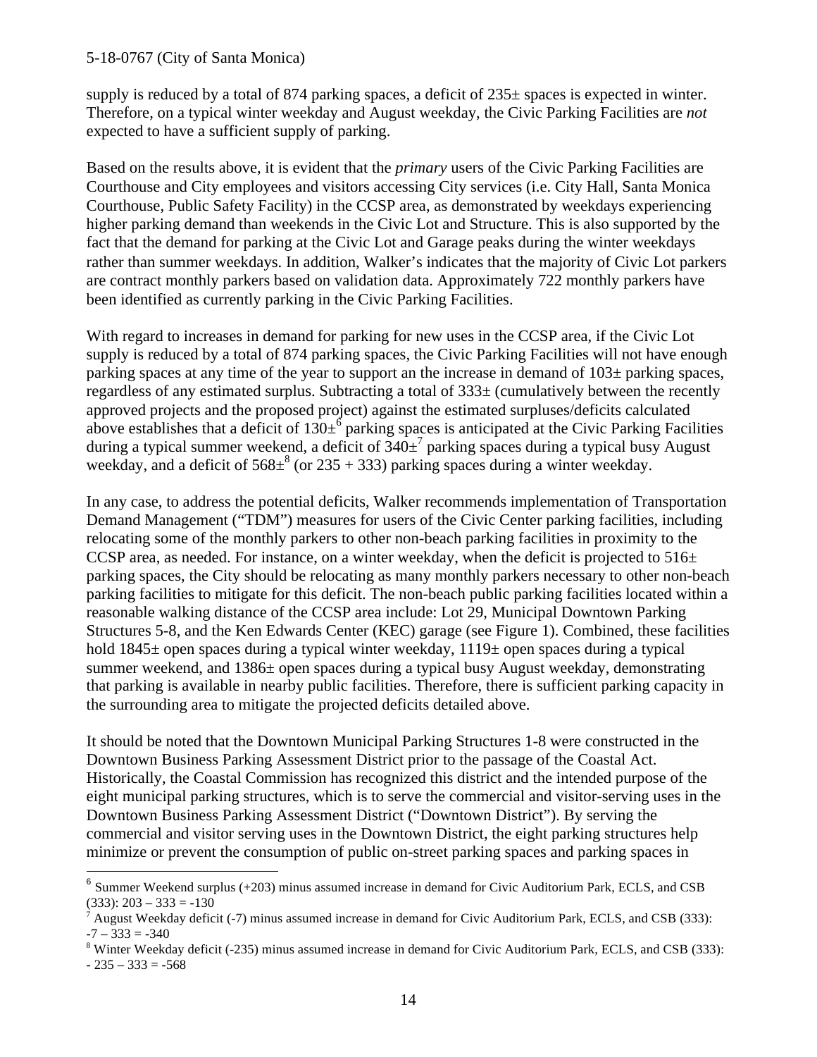supply is reduced by a total of 874 parking spaces, a deficit of 235± spaces is expected in winter. Therefore, on a typical winter weekday and August weekday, the Civic Parking Facilities are *not* expected to have a sufficient supply of parking.

Based on the results above, it is evident that the *primary* users of the Civic Parking Facilities are Courthouse and City employees and visitors accessing City services (i.e. City Hall, Santa Monica Courthouse, Public Safety Facility) in the CCSP area, as demonstrated by weekdays experiencing higher parking demand than weekends in the Civic Lot and Structure. This is also supported by the fact that the demand for parking at the Civic Lot and Garage peaks during the winter weekdays rather than summer weekdays. In addition, Walker's indicates that the majority of Civic Lot parkers are contract monthly parkers based on validation data. Approximately 722 monthly parkers have been identified as currently parking in the Civic Parking Facilities.

With regard to increases in demand for parking for new uses in the CCSP area, if the Civic Lot supply is reduced by a total of 874 parking spaces, the Civic Parking Facilities will not have enough parking spaces at any time of the year to support an the increase in demand of 103± parking spaces, regardless of any estimated surplus. Subtracting a total of 333± (cumulatively between the recently approved projects and the proposed project) against the estimated surpluses/deficits calculated above establishes that a deficit of 130±[6] parking spaces is anticipated at the Civic Parking Facilities during a typical summer weekend, a deficit of 340±[7] parking spaces during a typical busy August weekday, and a deficit of 568±[8] (or 235 + 333) parking spaces during a winter weekday.

In any case, to address the potential deficits, Walker recommends implementation of Transportation Demand Management ("TDM") measures for users of the Civic Center parking facilities, including relocating some of the monthly parkers to other non-beach parking facilities in proximity to the CCSP area, as needed. For instance, on a winter weekday, when the deficit is projected to 516± parking spaces, the City should be relocating as many monthly parkers necessary to other non-beach parking facilities to mitigate for this deficit. The non-beach public parking facilities located within a reasonable walking distance of the CCSP area include: Lot 29, Municipal Downtown Parking Structures 5-8, and the Ken Edwards Center (KEC) garage (see Figure 1). Combined, these facilities hold 1845± open spaces during a typical winter weekday, 1119± open spaces during a typical summer weekend, and 1386± open spaces during a typical busy August weekday, demonstrating that parking is available in nearby public facilities. Therefore, there is sufficient parking capacity in the surrounding area to mitigate the projected deficits detailed above.

It should be noted that the Downtown Municipal Parking Structures 1-8 were constructed in the Downtown Business Parking Assessment District prior to the passage of the Coastal Act. Historically, the Coastal Commission has recognized this district and the intended purpose of the eight municipal parking structures, which is to serve the commercial and visitor-serving uses in the Downtown Business Parking Assessment District ("Downtown District"). By serving the commercial and visitor serving uses in the Downtown District, the eight parking structures help minimize or prevent the consumption of public on-street parking spaces and parking spaces in

---

[6] Summer Weekend surplus (+203) minus assumed increase in demand for Civic Auditorium Park, ECLS, and CSB (333): 203 – 333 = -130

[7] August Weekday deficit (-7) minus assumed increase in demand for Civic Auditorium Park, ECLS, and CSB (333): -7 – 333 = -340

[8] Winter Weekday deficit (-235) minus assumed increase in demand for Civic Auditorium Park, ECLS, and CSB (333): - 235 – 333 = -568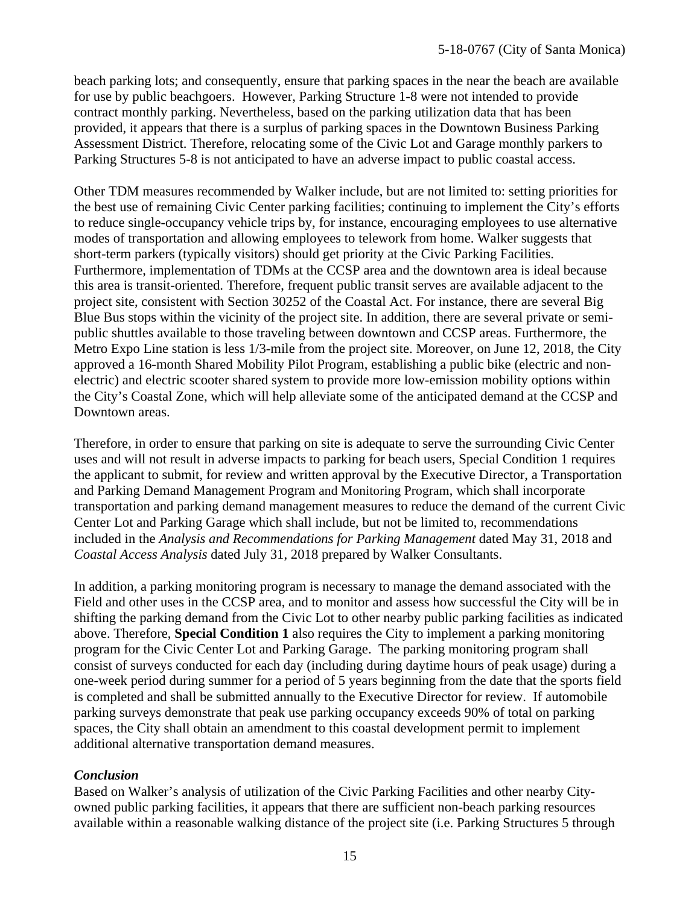beach parking lots; and consequently, ensure that parking spaces in the near the beach are available for use by public beachgoers. However, Parking Structure 1-8 were not intended to provide contract monthly parking. Nevertheless, based on the parking utilization data that has been provided, it appears that there is a surplus of parking spaces in the Downtown Business Parking Assessment District. Therefore, relocating some of the Civic Lot and Garage monthly parkers to Parking Structures 5-8 is not anticipated to have an adverse impact to public coastal access.

Other TDM measures recommended by Walker include, but are not limited to: setting priorities for the best use of remaining Civic Center parking facilities; continuing to implement the City's efforts to reduce single-occupancy vehicle trips by, for instance, encouraging employees to use alternative modes of transportation and allowing employees to telework from home. Walker suggests that short-term parkers (typically visitors) should get priority at the Civic Parking Facilities. Furthermore, implementation of TDMs at the CCSP area and the downtown area is ideal because this area is transit-oriented. Therefore, frequent public transit serves are available adjacent to the project site, consistent with Section 30252 of the Coastal Act. For instance, there are several Big Blue Bus stops within the vicinity of the project site. In addition, there are several private or semi-public shuttles available to those traveling between downtown and CCSP areas. Furthermore, the Metro Expo Line station is less 1/3-mile from the project site. Moreover, on June 12, 2018, the City approved a 16-month Shared Mobility Pilot Program, establishing a public bike (electric and non-electric) and electric scooter shared system to provide more low-emission mobility options within the City's Coastal Zone, which will help alleviate some of the anticipated demand at the CCSP and Downtown areas.

Therefore, in order to ensure that parking on site is adequate to serve the surrounding Civic Center uses and will not result in adverse impacts to parking for beach users, Special Condition 1 requires the applicant to submit, for review and written approval by the Executive Director, a Transportation and Parking Demand Management Program and Monitoring Program, which shall incorporate transportation and parking demand management measures to reduce the demand of the current Civic Center Lot and Parking Garage which shall include, but not be limited to, recommendations included in the *Analysis and Recommendations for Parking Management* dated May 31, 2018 and *Coastal Access Analysis* dated July 31, 2018 prepared by Walker Consultants.

In addition, a parking monitoring program is necessary to manage the demand associated with the Field and other uses in the CCSP area, and to monitor and assess how successful the City will be in shifting the parking demand from the Civic Lot to other nearby public parking facilities as indicated above. Therefore, **Special Condition 1** also requires the City to implement a parking monitoring program for the Civic Center Lot and Parking Garage. The parking monitoring program shall consist of surveys conducted for each day (including during daytime hours of peak usage) during a one-week period during summer for a period of 5 years beginning from the date that the sports field is completed and shall be submitted annually to the Executive Director for review. If automobile parking surveys demonstrate that peak use parking occupancy exceeds 90% of total on parking spaces, the City shall obtain an amendment to this coastal development permit to implement additional alternative transportation demand measures.

### *Conclusion*

Based on Walker's analysis of utilization of the Civic Parking Facilities and other nearby City-owned public parking facilities, it appears that there are sufficient non-beach parking resources available within a reasonable walking distance of the project site (i.e. Parking Structures 5 through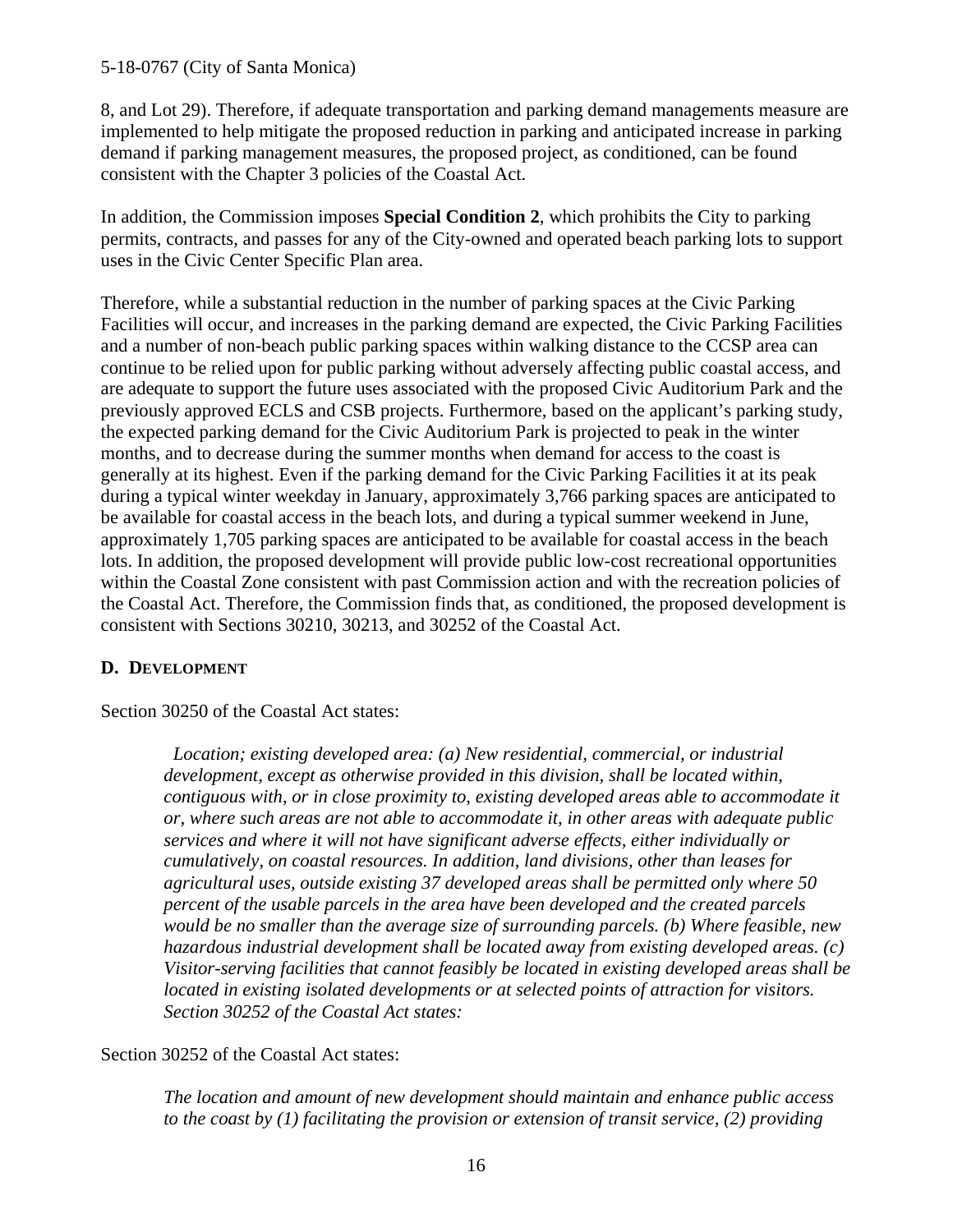8, and Lot 29). Therefore, if adequate transportation and parking demand managements measure are implemented to help mitigate the proposed reduction in parking and anticipated increase in parking demand if parking management measures, the proposed project, as conditioned, can be found consistent with the Chapter 3 policies of the Coastal Act.

In addition, the Commission imposes **Special Condition 2**, which prohibits the City to parking permits, contracts, and passes for any of the City-owned and operated beach parking lots to support uses in the Civic Center Specific Plan area.

Therefore, while a substantial reduction in the number of parking spaces at the Civic Parking Facilities will occur, and increases in the parking demand are expected, the Civic Parking Facilities and a number of non-beach public parking spaces within walking distance to the CCSP area can continue to be relied upon for public parking without adversely affecting public coastal access, and are adequate to support the future uses associated with the proposed Civic Auditorium Park and the previously approved ECLS and CSB projects. Furthermore, based on the applicant's parking study, the expected parking demand for the Civic Auditorium Park is projected to peak in the winter months, and to decrease during the summer months when demand for access to the coast is generally at its highest. Even if the parking demand for the Civic Parking Facilities it at its peak during a typical winter weekday in January, approximately 3,766 parking spaces are anticipated to be available for coastal access in the beach lots, and during a typical summer weekend in June, approximately 1,705 parking spaces are anticipated to be available for coastal access in the beach lots. In addition, the proposed development will provide public low-cost recreational opportunities within the Coastal Zone consistent with past Commission action and with the recreation policies of the Coastal Act. Therefore, the Commission finds that, as conditioned, the proposed development is consistent with Sections 30210, 30213, and 30252 of the Coastal Act.

### D. DEVELOPMENT

Section 30250 of the Coastal Act states:

> *Location; existing developed area: (a) New residential, commercial, or industrial development, except as otherwise provided in this division, shall be located within, contiguous with, or in close proximity to, existing developed areas able to accommodate it or, where such areas are not able to accommodate it, in other areas with adequate public services and where it will not have significant adverse effects, either individually or cumulatively, on coastal resources. In addition, land divisions, other than leases for agricultural uses, outside existing 37 developed areas shall be permitted only where 50 percent of the usable parcels in the area have been developed and the created parcels would be no smaller than the average size of surrounding parcels. (b) Where feasible, new hazardous industrial development shall be located away from existing developed areas. (c) Visitor-serving facilities that cannot feasibly be located in existing developed areas shall be located in existing isolated developments or at selected points of attraction for visitors. Section 30252 of the Coastal Act states:*

Section 30252 of the Coastal Act states:

> *The location and amount of new development should maintain and enhance public access to the coast by (1) facilitating the provision or extension of transit service, (2) providing*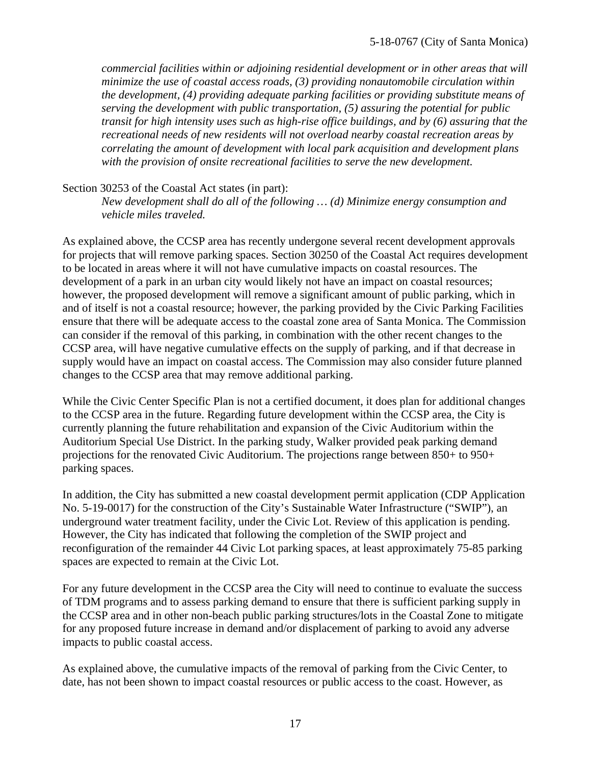*commercial facilities within or adjoining residential development or in other areas that will minimize the use of coastal access roads, (3) providing nonautomobile circulation within the development, (4) providing adequate parking facilities or providing substitute means of serving the development with public transportation, (5) assuring the potential for public transit for high intensity uses such as high-rise office buildings, and by (6) assuring that the recreational needs of new residents will not overload nearby coastal recreation areas by correlating the amount of development with local park acquisition and development plans with the provision of onsite recreational facilities to serve the new development.*

Section 30253 of the Coastal Act states (in part):

*New development shall do all of the following … (d) Minimize energy consumption and vehicle miles traveled.*

As explained above, the CCSP area has recently undergone several recent development approvals for projects that will remove parking spaces. Section 30250 of the Coastal Act requires development to be located in areas where it will not have cumulative impacts on coastal resources. The development of a park in an urban city would likely not have an impact on coastal resources; however, the proposed development will remove a significant amount of public parking, which in and of itself is not a coastal resource; however, the parking provided by the Civic Parking Facilities ensure that there will be adequate access to the coastal zone area of Santa Monica. The Commission can consider if the removal of this parking, in combination with the other recent changes to the CCSP area, will have negative cumulative effects on the supply of parking, and if that decrease in supply would have an impact on coastal access. The Commission may also consider future planned changes to the CCSP area that may remove additional parking.

While the Civic Center Specific Plan is not a certified document, it does plan for additional changes to the CCSP area in the future. Regarding future development within the CCSP area, the City is currently planning the future rehabilitation and expansion of the Civic Auditorium within the Auditorium Special Use District. In the parking study, Walker provided peak parking demand projections for the renovated Civic Auditorium. The projections range between 850+ to 950+ parking spaces.

In addition, the City has submitted a new coastal development permit application (CDP Application No. 5-19-0017) for the construction of the City's Sustainable Water Infrastructure ("SWIP"), an underground water treatment facility, under the Civic Lot. Review of this application is pending. However, the City has indicated that following the completion of the SWIP project and reconfiguration of the remainder 44 Civic Lot parking spaces, at least approximately 75-85 parking spaces are expected to remain at the Civic Lot.

For any future development in the CCSP area the City will need to continue to evaluate the success of TDM programs and to assess parking demand to ensure that there is sufficient parking supply in the CCSP area and in other non-beach public parking structures/lots in the Coastal Zone to mitigate for any proposed future increase in demand and/or displacement of parking to avoid any adverse impacts to public coastal access.

As explained above, the cumulative impacts of the removal of parking from the Civic Center, to date, has not been shown to impact coastal resources or public access to the coast. However, as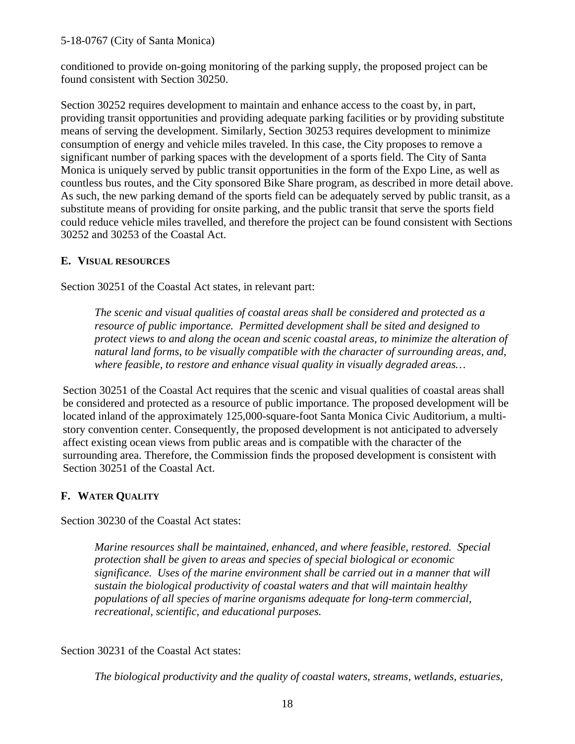conditioned to provide on-going monitoring of the parking supply, the proposed project can be found consistent with Section 30250.

Section 30252 requires development to maintain and enhance access to the coast by, in part, providing transit opportunities and providing adequate parking facilities or by providing substitute means of serving the development. Similarly, Section 30253 requires development to minimize consumption of energy and vehicle miles traveled. In this case, the City proposes to remove a significant number of parking spaces with the development of a sports field. The City of Santa Monica is uniquely served by public transit opportunities in the form of the Expo Line, as well as countless bus routes, and the City sponsored Bike Share program, as described in more detail above. As such, the new parking demand of the sports field can be adequately served by public transit, as a substitute means of providing for onsite parking, and the public transit that serve the sports field could reduce vehicle miles travelled, and therefore the project can be found consistent with Sections 30252 and 30253 of the Coastal Act.

### E. Visual Resources

Section 30251 of the Coastal Act states, in relevant part:

> *The scenic and visual qualities of coastal areas shall be considered and protected as a resource of public importance. Permitted development shall be sited and designed to protect views to and along the ocean and scenic coastal areas, to minimize the alteration of natural land forms, to be visually compatible with the character of surrounding areas, and, where feasible, to restore and enhance visual quality in visually degraded areas…*

Section 30251 of the Coastal Act requires that the scenic and visual qualities of coastal areas shall be considered and protected as a resource of public importance. The proposed development will be located inland of the approximately 125,000-square-foot Santa Monica Civic Auditorium, a multi-story convention center. Consequently, the proposed development is not anticipated to adversely affect existing ocean views from public areas and is compatible with the character of the surrounding area. Therefore, the Commission finds the proposed development is consistent with Section 30251 of the Coastal Act.

### F. Water Quality

Section 30230 of the Coastal Act states:

> *Marine resources shall be maintained, enhanced, and where feasible, restored. Special protection shall be given to areas and species of special biological or economic significance. Uses of the marine environment shall be carried out in a manner that will sustain the biological productivity of coastal waters and that will maintain healthy populations of all species of marine organisms adequate for long-term commercial, recreational, scientific, and educational purposes.*

Section 30231 of the Coastal Act states:

> *The biological productivity and the quality of coastal waters, streams, wetlands, estuaries,*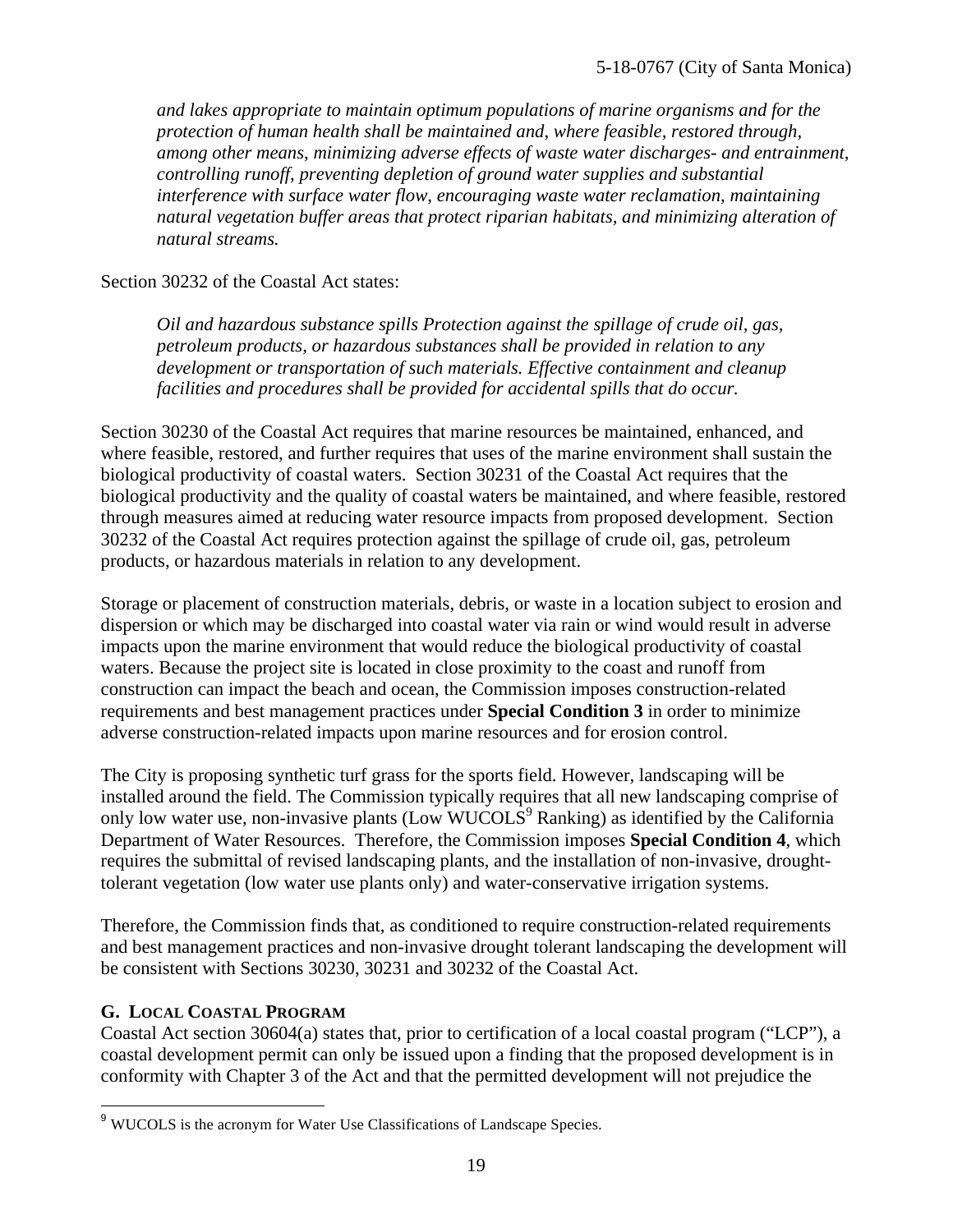*and lakes appropriate to maintain optimum populations of marine organisms and for the protection of human health shall be maintained and, where feasible, restored through, among other means, minimizing adverse effects of waste water discharges- and entrainment, controlling runoff, preventing depletion of ground water supplies and substantial interference with surface water flow, encouraging waste water reclamation, maintaining natural vegetation buffer areas that protect riparian habitats, and minimizing alteration of natural streams.*

Section 30232 of the Coastal Act states:

> *Oil and hazardous substance spills Protection against the spillage of crude oil, gas, petroleum products, or hazardous substances shall be provided in relation to any development or transportation of such materials. Effective containment and cleanup facilities and procedures shall be provided for accidental spills that do occur.*

Section 30230 of the Coastal Act requires that marine resources be maintained, enhanced, and where feasible, restored, and further requires that uses of the marine environment shall sustain the biological productivity of coastal waters. Section 30231 of the Coastal Act requires that the biological productivity and the quality of coastal waters be maintained, and where feasible, restored through measures aimed at reducing water resource impacts from proposed development. Section 30232 of the Coastal Act requires protection against the spillage of crude oil, gas, petroleum products, or hazardous materials in relation to any development.

Storage or placement of construction materials, debris, or waste in a location subject to erosion and dispersion or which may be discharged into coastal water via rain or wind would result in adverse impacts upon the marine environment that would reduce the biological productivity of coastal waters. Because the project site is located in close proximity to the coast and runoff from construction can impact the beach and ocean, the Commission imposes construction-related requirements and best management practices under **Special Condition 3** in order to minimize adverse construction-related impacts upon marine resources and for erosion control.

The City is proposing synthetic turf grass for the sports field. However, landscaping will be installed around the field. The Commission typically requires that all new landscaping comprise of only low water use, non-invasive plants (Low WUCOLS[9] Ranking) as identified by the California Department of Water Resources. Therefore, the Commission imposes **Special Condition 4**, which requires the submittal of revised landscaping plants, and the installation of non-invasive, drought-tolerant vegetation (low water use plants only) and water-conservative irrigation systems.

Therefore, the Commission finds that, as conditioned to require construction-related requirements and best management practices and non-invasive drought tolerant landscaping the development will be consistent with Sections 30230, 30231 and 30232 of the Coastal Act.

### G. LOCAL COASTAL PROGRAM

Coastal Act section 30604(a) states that, prior to certification of a local coastal program ("LCP"), a coastal development permit can only be issued upon a finding that the proposed development is in conformity with Chapter 3 of the Act and that the permitted development will not prejudice the

[9] WUCOLS is the acronym for Water Use Classifications of Landscape Species.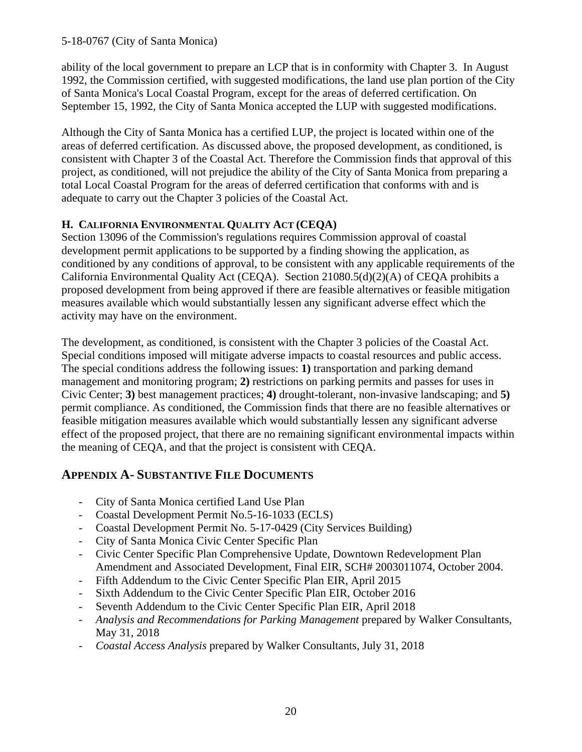ability of the local government to prepare an LCP that is in conformity with Chapter 3. In August 1992, the Commission certified, with suggested modifications, the land use plan portion of the City of Santa Monica's Local Coastal Program, except for the areas of deferred certification. On September 15, 1992, the City of Santa Monica accepted the LUP with suggested modifications.

Although the City of Santa Monica has a certified LUP, the project is located within one of the areas of deferred certification. As discussed above, the proposed development, as conditioned, is consistent with Chapter 3 of the Coastal Act. Therefore the Commission finds that approval of this project, as conditioned, will not prejudice the ability of the City of Santa Monica from preparing a total Local Coastal Program for the areas of deferred certification that conforms with and is adequate to carry out the Chapter 3 policies of the Coastal Act.

### H. CALIFORNIA ENVIRONMENTAL QUALITY ACT (CEQA)

Section 13096 of the Commission's regulations requires Commission approval of coastal development permit applications to be supported by a finding showing the application, as conditioned by any conditions of approval, to be consistent with any applicable requirements of the California Environmental Quality Act (CEQA). Section 21080.5(d)(2)(A) of CEQA prohibits a proposed development from being approved if there are feasible alternatives or feasible mitigation measures available which would substantially lessen any significant adverse effect which the activity may have on the environment.

The development, as conditioned, is consistent with the Chapter 3 policies of the Coastal Act. Special conditions imposed will mitigate adverse impacts to coastal resources and public access. The special conditions address the following issues: **1)** transportation and parking demand management and monitoring program; **2)** restrictions on parking permits and passes for uses in Civic Center; **3)** best management practices; **4)** drought-tolerant, non-invasive landscaping; and **5)** permit compliance. As conditioned, the Commission finds that there are no feasible alternatives or feasible mitigation measures available which would substantially lessen any significant adverse effect of the proposed project, that there are no remaining significant environmental impacts within the meaning of CEQA, and that the project is consistent with CEQA.

## APPENDIX A- SUBSTANTIVE FILE DOCUMENTS

- City of Santa Monica certified Land Use Plan
- Coastal Development Permit No.5-16-1033 (ECLS)
- Coastal Development Permit No. 5-17-0429 (City Services Building)
- City of Santa Monica Civic Center Specific Plan
- Civic Center Specific Plan Comprehensive Update, Downtown Redevelopment Plan Amendment and Associated Development, Final EIR, SCH# 2003011074, October 2004.
- Fifth Addendum to the Civic Center Specific Plan EIR, April 2015
- Sixth Addendum to the Civic Center Specific Plan EIR, October 2016
- Seventh Addendum to the Civic Center Specific Plan EIR, April 2018
- *Analysis and Recommendations for Parking Management* prepared by Walker Consultants, May 31, 2018
- *Coastal Access Analysis* prepared by Walker Consultants, July 31, 2018